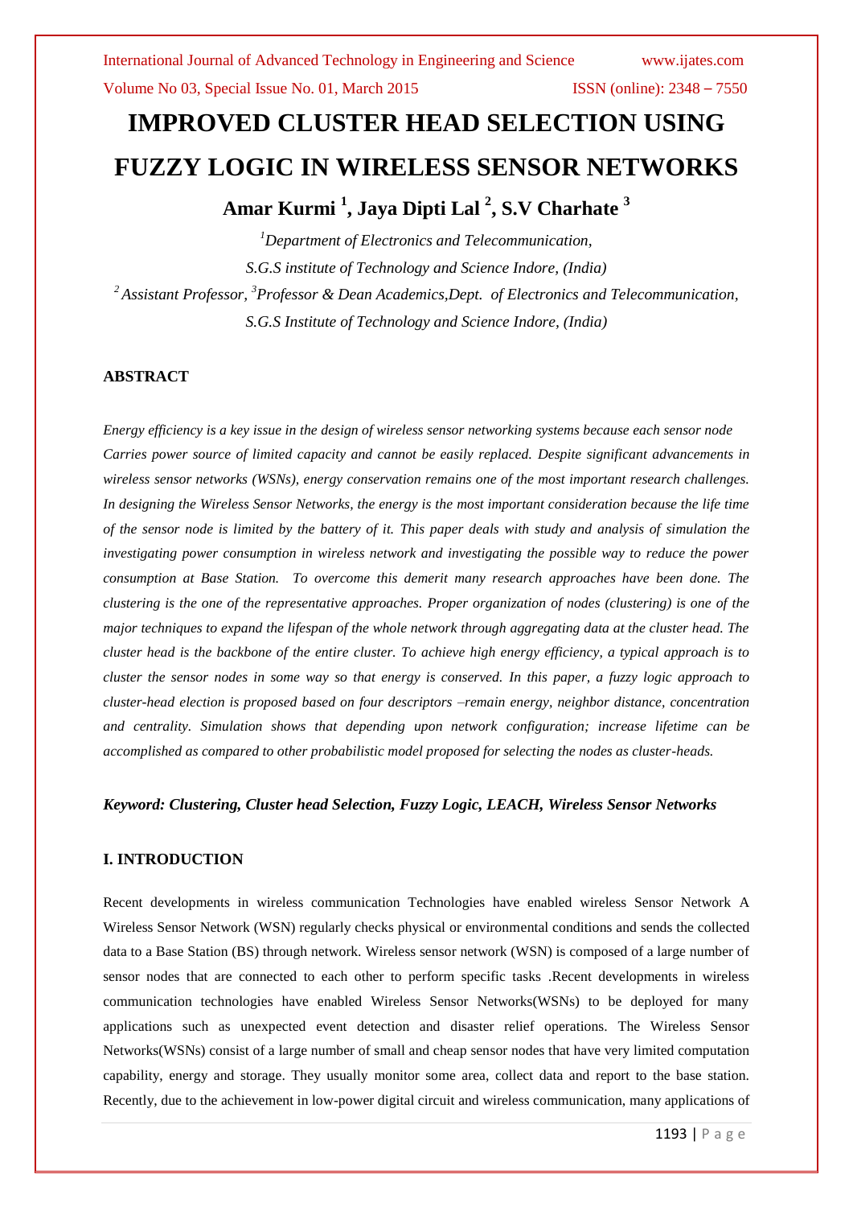# IMPROVED CLUSTER HEAD SELECTION USING FUZZY LOGIC IN WIRELESS SENSOR NETWORKS

**Amar Kurmi [1], Jaya Dipti Lal [2], S.V Charhate [3]**

*[1]Department of Electronics and Telecommunication,*
*S.G.S institute of Technology and Science Indore, (India)*
*[2] Assistant Professor, [3]Professor & Dean Academics,Dept. of Electronics and Telecommunication,*
*S.G.S Institute of Technology and Science Indore, (India)*

## ABSTRACT

*Energy efficiency is a key issue in the design of wireless sensor networking systems because each sensor node Carries power source of limited capacity and cannot be easily replaced. Despite significant advancements in wireless sensor networks (WSNs), energy conservation remains one of the most important research challenges. In designing the Wireless Sensor Networks, the energy is the most important consideration because the life time of the sensor node is limited by the battery of it. This paper deals with study and analysis of simulation the investigating power consumption in wireless network and investigating the possible way to reduce the power consumption at Base Station. To overcome this demerit many research approaches have been done. The clustering is the one of the representative approaches. Proper organization of nodes (clustering) is one of the major techniques to expand the lifespan of the whole network through aggregating data at the cluster head. The cluster head is the backbone of the entire cluster. To achieve high energy efficiency, a typical approach is to cluster the sensor nodes in some way so that energy is conserved. In this paper, a fuzzy logic approach to cluster-head election is proposed based on four descriptors –remain energy, neighbor distance, concentration and centrality. Simulation shows that depending upon network configuration; increase lifetime can be accomplished as compared to other probabilistic model proposed for selecting the nodes as cluster-heads.*

***Keyword: Clustering, Cluster head Selection, Fuzzy Logic, LEACH, Wireless Sensor Networks***

## I. INTRODUCTION

Recent developments in wireless communication Technologies have enabled wireless Sensor Network A Wireless Sensor Network (WSN) regularly checks physical or environmental conditions and sends the collected data to a Base Station (BS) through network. Wireless sensor network (WSN) is composed of a large number of sensor nodes that are connected to each other to perform specific tasks .Recent developments in wireless communication technologies have enabled Wireless Sensor Networks(WSNs) to be deployed for many applications such as unexpected event detection and disaster relief operations. The Wireless Sensor Networks(WSNs) consist of a large number of small and cheap sensor nodes that have very limited computation capability, energy and storage. They usually monitor some area, collect data and report to the base station. Recently, due to the achievement in low-power digital circuit and wireless communication, many applications of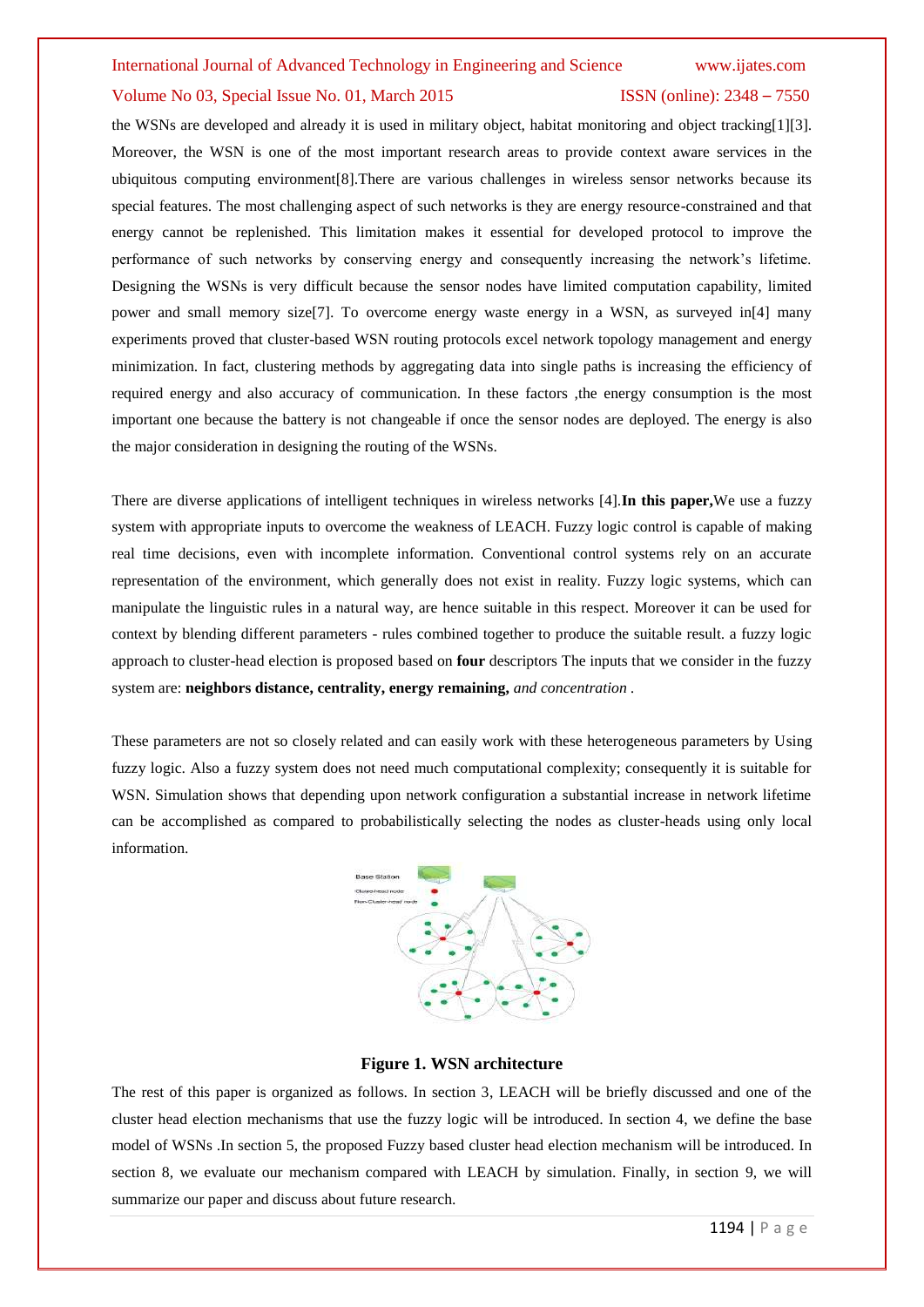the WSNs are developed and already it is used in military object, habitat monitoring and object tracking[1][3]. Moreover, the WSN is one of the most important research areas to provide context aware services in the ubiquitous computing environment[8].There are various challenges in wireless sensor networks because its special features. The most challenging aspect of such networks is they are energy resource-constrained and that energy cannot be replenished. This limitation makes it essential for developed protocol to improve the performance of such networks by conserving energy and consequently increasing the network's lifetime. Designing the WSNs is very difficult because the sensor nodes have limited computation capability, limited power and small memory size[7]. To overcome energy waste energy in a WSN, as surveyed in[4] many experiments proved that cluster-based WSN routing protocols excel network topology management and energy minimization. In fact, clustering methods by aggregating data into single paths is increasing the efficiency of required energy and also accuracy of communication. In these factors ,the energy consumption is the most important one because the battery is not changeable if once the sensor nodes are deployed. The energy is also the major consideration in designing the routing of the WSNs.

There are diverse applications of intelligent techniques in wireless networks [4].**In this paper,**We use a fuzzy system with appropriate inputs to overcome the weakness of LEACH. Fuzzy logic control is capable of making real time decisions, even with incomplete information. Conventional control systems rely on an accurate representation of the environment, which generally does not exist in reality. Fuzzy logic systems, which can manipulate the linguistic rules in a natural way, are hence suitable in this respect. Moreover it can be used for context by blending different parameters - rules combined together to produce the suitable result. a fuzzy logic approach to cluster-head election is proposed based on **four** descriptors The inputs that we consider in the fuzzy system are: **neighbors distance, centrality, energy remaining,** *and concentration* .

These parameters are not so closely related and can easily work with these heterogeneous parameters by Using fuzzy logic. Also a fuzzy system does not need much computational complexity; consequently it is suitable for WSN. Simulation shows that depending upon network configuration a substantial increase in network lifetime can be accomplished as compared to probabilistically selecting the nodes as cluster-heads using only local information.

**Figure 1. WSN architecture**

The rest of this paper is organized as follows. In section 3, LEACH will be briefly discussed and one of the cluster head election mechanisms that use the fuzzy logic will be introduced. In section 4, we define the base model of WSNs .In section 5, the proposed Fuzzy based cluster head election mechanism will be introduced. In section 8, we evaluate our mechanism compared with LEACH by simulation. Finally, in section 9, we will summarize our paper and discuss about future research.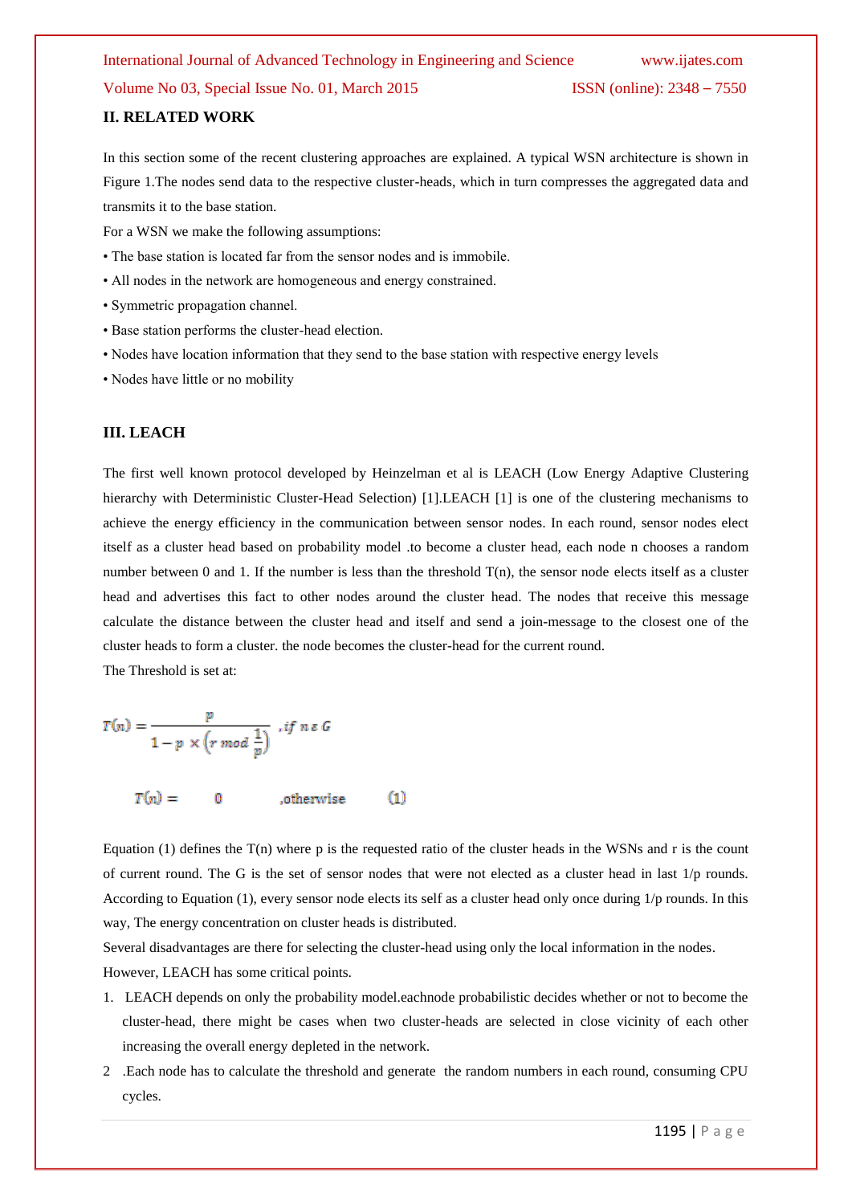## II. RELATED WORK

In this section some of the recent clustering approaches are explained. A typical WSN architecture is shown in Figure 1.The nodes send data to the respective cluster-heads, which in turn compresses the aggregated data and transmits it to the base station.

For a WSN we make the following assumptions:

- The base station is located far from the sensor nodes and is immobile.
- All nodes in the network are homogeneous and energy constrained.
- Symmetric propagation channel.
- Base station performs the cluster-head election.
- Nodes have location information that they send to the base station with respective energy levels
- Nodes have little or no mobility

## III. LEACH

The first well known protocol developed by Heinzelman et al is LEACH (Low Energy Adaptive Clustering hierarchy with Deterministic Cluster-Head Selection) [1].LEACH [1] is one of the clustering mechanisms to achieve the energy efficiency in the communication between sensor nodes. In each round, sensor nodes elect itself as a cluster head based on probability model .to become a cluster head, each node n chooses a random number between 0 and 1. If the number is less than the threshold T(n), the sensor node elects itself as a cluster head and advertises this fact to other nodes around the cluster head. The nodes that receive this message calculate the distance between the cluster head and itself and send a join-message to the closest one of the cluster heads to form a cluster. the node becomes the cluster-head for the current round.

The Threshold is set at:

$$T(n) = \frac{p}{1 - p \times \left(r \bmod \frac{1}{p}\right)} \quad ,if\ n \in G$$

$$T(n) = \quad 0 \qquad ,otherwise \qquad (1)$$

Equation (1) defines the T(n) where p is the requested ratio of the cluster heads in the WSNs and r is the count of current round. The G is the set of sensor nodes that were not elected as a cluster head in last 1/p rounds. According to Equation (1), every sensor node elects its self as a cluster head only once during 1/p rounds. In this way, The energy concentration on cluster heads is distributed.

Several disadvantages are there for selecting the cluster-head using only the local information in the nodes.

However, LEACH has some critical points.

1. LEACH depends on only the probability model.eachnode probabilistic decides whether or not to become the cluster-head, there might be cases when two cluster-heads are selected in close vicinity of each other increasing the overall energy depleted in the network.
2. .Each node has to calculate the threshold and generate the random numbers in each round, consuming CPU cycles.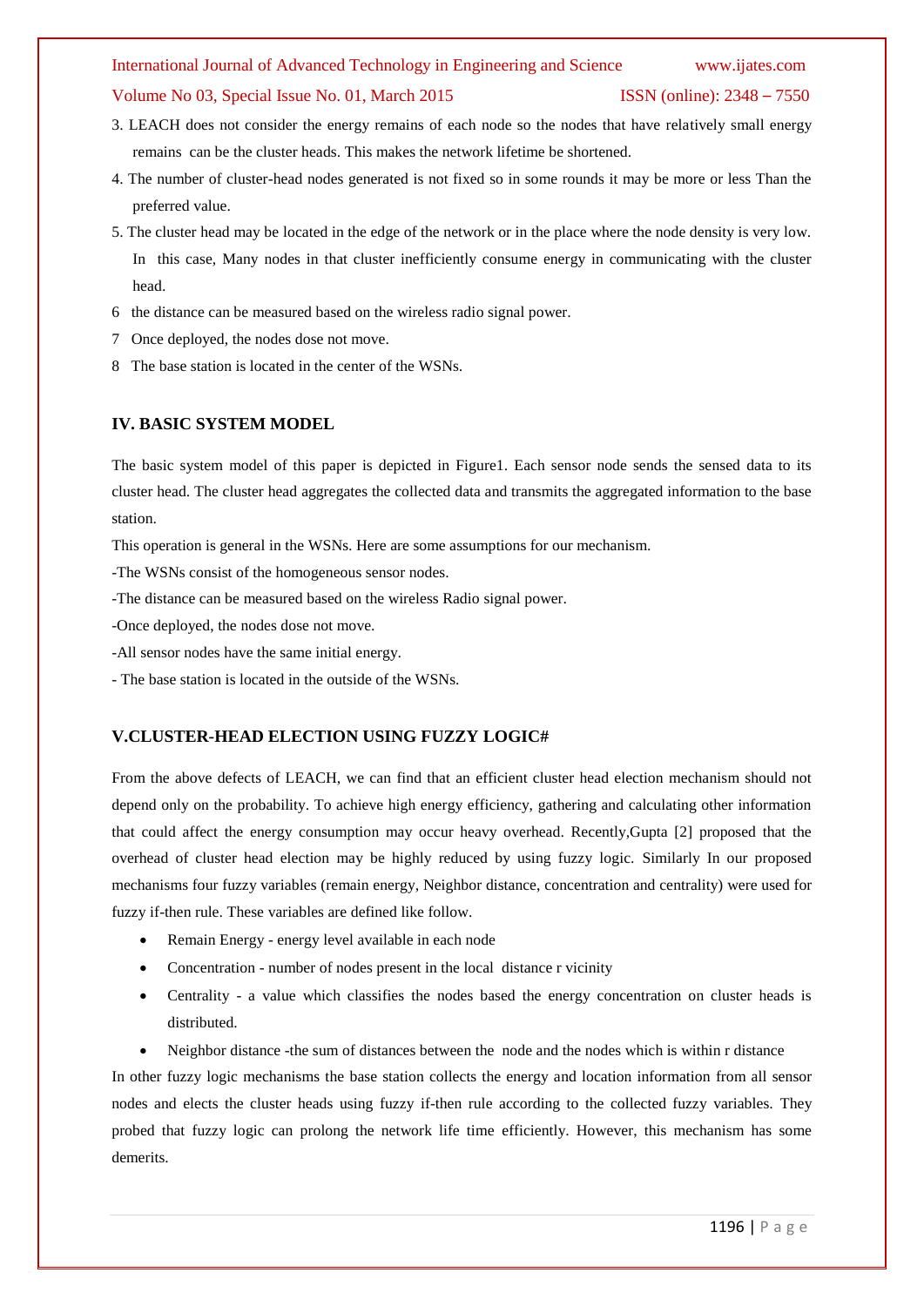3. LEACH does not consider the energy remains of each node so the nodes that have relatively small energy remains can be the cluster heads. This makes the network lifetime be shortened.

4. The number of cluster-head nodes generated is not fixed so in some rounds it may be more or less Than the preferred value.

5. The cluster head may be located in the edge of the network or in the place where the node density is very low. In this case, Many nodes in that cluster inefficiently consume energy in communicating with the cluster head.

6 the distance can be measured based on the wireless radio signal power.

7 Once deployed, the nodes dose not move.

8 The base station is located in the center of the WSNs.

## IV. BASIC SYSTEM MODEL

The basic system model of this paper is depicted in Figure1. Each sensor node sends the sensed data to its cluster head. The cluster head aggregates the collected data and transmits the aggregated information to the base station.

This operation is general in the WSNs. Here are some assumptions for our mechanism.

-The WSNs consist of the homogeneous sensor nodes.

-The distance can be measured based on the wireless Radio signal power.

-Once deployed, the nodes dose not move.

-All sensor nodes have the same initial energy.

- The base station is located in the outside of the WSNs.

## V.CLUSTER-HEAD ELECTION USING FUZZY LOGIC#

From the above defects of LEACH, we can find that an efficient cluster head election mechanism should not depend only on the probability. To achieve high energy efficiency, gathering and calculating other information that could affect the energy consumption may occur heavy overhead. Recently,Gupta [2] proposed that the overhead of cluster head election may be highly reduced by using fuzzy logic. Similarly In our proposed mechanisms four fuzzy variables (remain energy, Neighbor distance, concentration and centrality) were used for fuzzy if-then rule. These variables are defined like follow.

- Remain Energy - energy level available in each node
- Concentration - number of nodes present in the local distance r vicinity
- Centrality - a value which classifies the nodes based the energy concentration on cluster heads is distributed.
- Neighbor distance -the sum of distances between the node and the nodes which is within r distance

In other fuzzy logic mechanisms the base station collects the energy and location information from all sensor nodes and elects the cluster heads using fuzzy if-then rule according to the collected fuzzy variables. They probed that fuzzy logic can prolong the network life time efficiently. However, this mechanism has some demerits.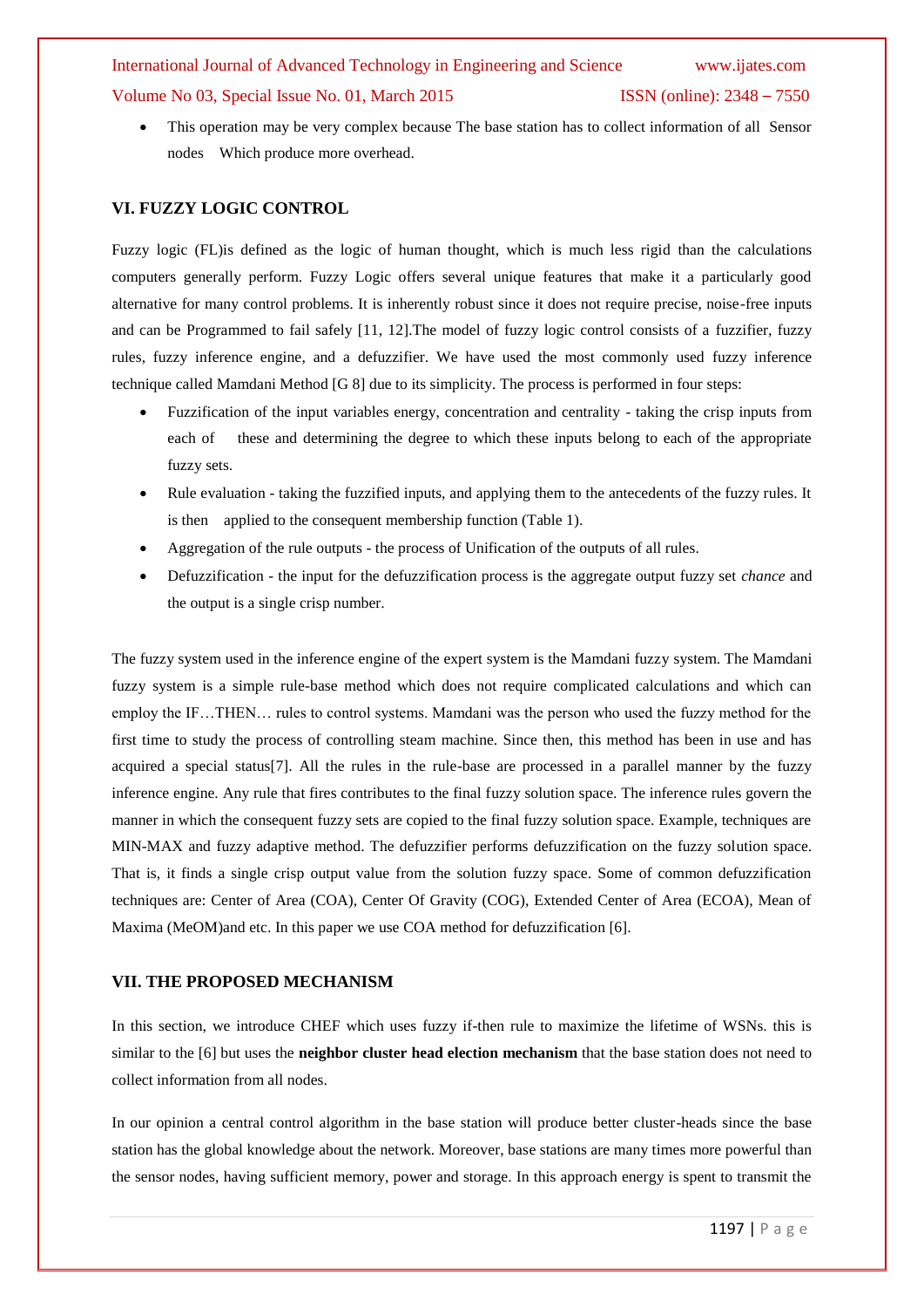- This operation may be very complex because The base station has to collect information of all Sensor nodes Which produce more overhead.

## VI. FUZZY LOGIC CONTROL

Fuzzy logic (FL)is defined as the logic of human thought, which is much less rigid than the calculations computers generally perform. Fuzzy Logic offers several unique features that make it a particularly good alternative for many control problems. It is inherently robust since it does not require precise, noise-free inputs and can be Programmed to fail safely [11, 12].The model of fuzzy logic control consists of a fuzzifier, fuzzy rules, fuzzy inference engine, and a defuzzifier. We have used the most commonly used fuzzy inference technique called Mamdani Method [G 8] due to its simplicity. The process is performed in four steps:

- Fuzzification of the input variables energy, concentration and centrality - taking the crisp inputs from each of these and determining the degree to which these inputs belong to each of the appropriate fuzzy sets.
- Rule evaluation - taking the fuzzified inputs, and applying them to the antecedents of the fuzzy rules. It is then applied to the consequent membership function (Table 1).
- Aggregation of the rule outputs - the process of Unification of the outputs of all rules.
- Defuzzification - the input for the defuzzification process is the aggregate output fuzzy set *chance* and the output is a single crisp number.

The fuzzy system used in the inference engine of the expert system is the Mamdani fuzzy system. The Mamdani fuzzy system is a simple rule-base method which does not require complicated calculations and which can employ the IF…THEN… rules to control systems. Mamdani was the person who used the fuzzy method for the first time to study the process of controlling steam machine. Since then, this method has been in use and has acquired a special status[7]. All the rules in the rule-base are processed in a parallel manner by the fuzzy inference engine. Any rule that fires contributes to the final fuzzy solution space. The inference rules govern the manner in which the consequent fuzzy sets are copied to the final fuzzy solution space. Example, techniques are MIN-MAX and fuzzy adaptive method. The defuzzifier performs defuzzification on the fuzzy solution space. That is, it finds a single crisp output value from the solution fuzzy space. Some of common defuzzification techniques are: Center of Area (COA), Center Of Gravity (COG), Extended Center of Area (ECOA), Mean of Maxima (MeOM)and etc. In this paper we use COA method for defuzzification [6].

## VII. THE PROPOSED MECHANISM

In this section, we introduce CHEF which uses fuzzy if-then rule to maximize the lifetime of WSNs. this is similar to the [6] but uses the **neighbor cluster head election mechanism** that the base station does not need to collect information from all nodes.

In our opinion a central control algorithm in the base station will produce better cluster-heads since the base station has the global knowledge about the network. Moreover, base stations are many times more powerful than the sensor nodes, having sufficient memory, power and storage. In this approach energy is spent to transmit the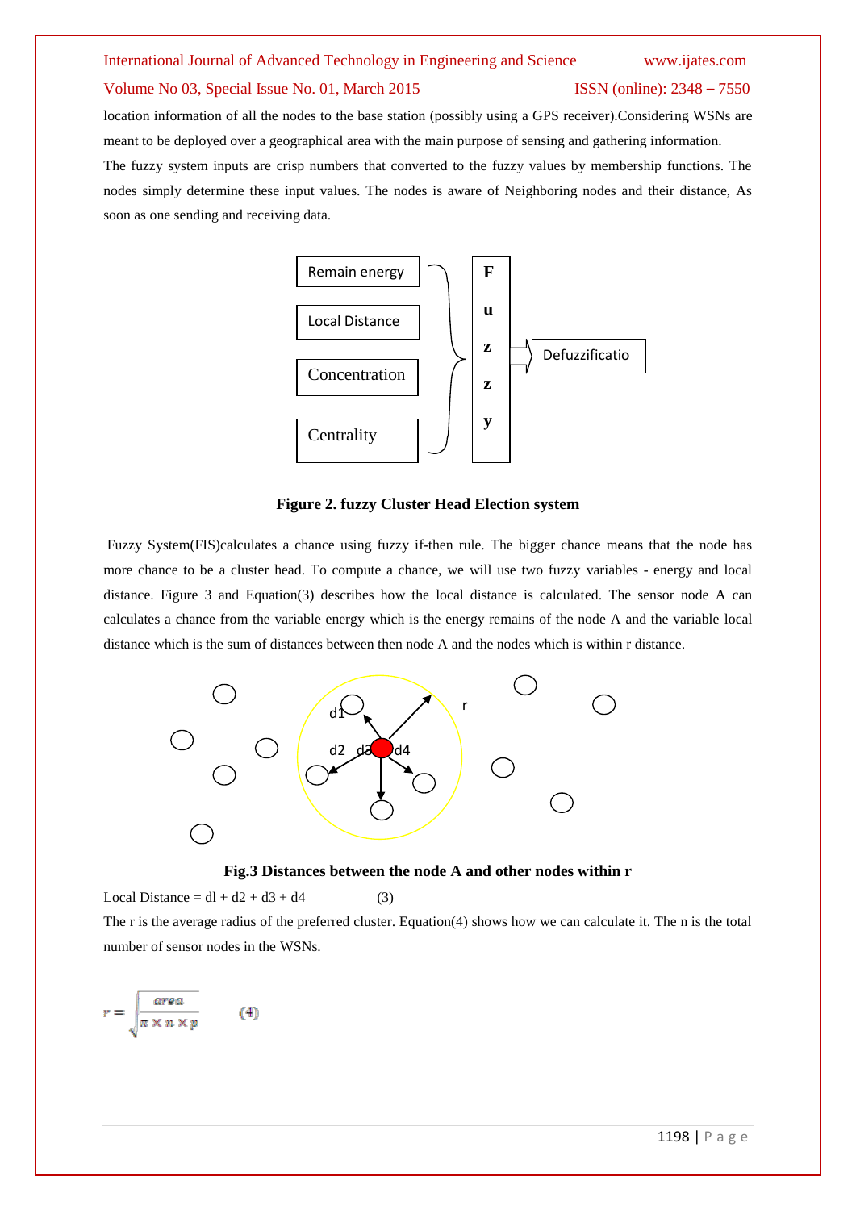location information of all the nodes to the base station (possibly using a GPS receiver).Considering WSNs are meant to be deployed over a geographical area with the main purpose of sensing and gathering information.

The fuzzy system inputs are crisp numbers that converted to the fuzzy values by membership functions. The nodes simply determine these input values. The nodes is aware of Neighboring nodes and their distance, As soon as one sending and receiving data.

**Figure 2. fuzzy Cluster Head Election system**

Fuzzy System(FIS)calculates a chance using fuzzy if-then rule. The bigger chance means that the node has more chance to be a cluster head. To compute a chance, we will use two fuzzy variables - energy and local distance. Figure 3 and Equation(3) describes how the local distance is calculated. The sensor node A can calculates a chance from the variable energy which is the energy remains of the node A and the variable local distance which is the sum of distances between then node A and the nodes which is within r distance.

**Fig.3 Distances between the node A and other nodes within r**

Local Distance = dl + d2 + d3 + d4 (3)

The r is the average radius of the preferred cluster. Equation(4) shows how we can calculate it. The n is the total number of sensor nodes in the WSNs.

$$r = \sqrt{\frac{area}{\pi \times n \times p}} \qquad (4)$$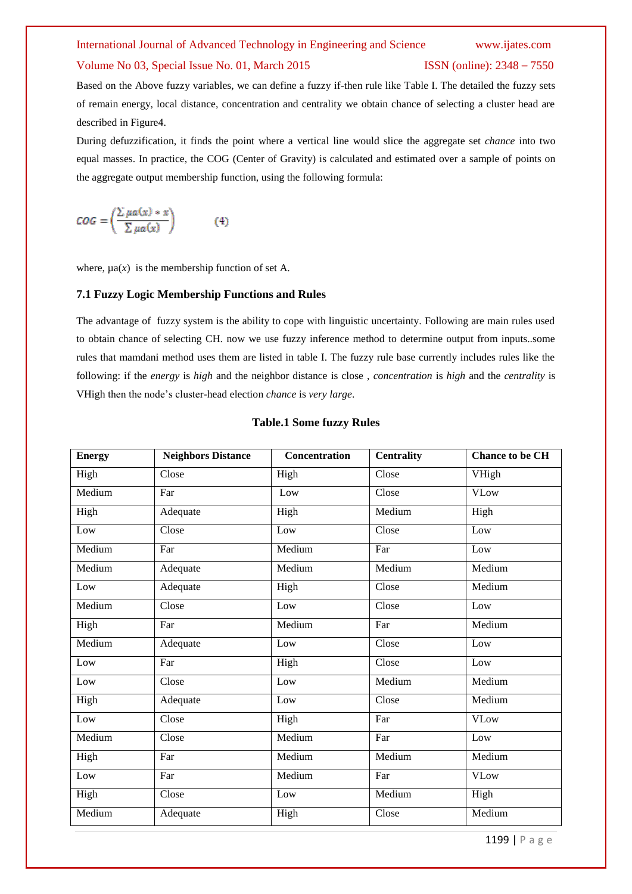Based on the Above fuzzy variables, we can define a fuzzy if-then rule like Table I. The detailed the fuzzy sets of remain energy, local distance, concentration and centrality we obtain chance of selecting a cluster head are described in Figure4.

During defuzzification, it finds the point where a vertical line would slice the aggregate set *chance* into two equal masses. In practice, the COG (Center of Gravity) is calculated and estimated over a sample of points on the aggregate output membership function, using the following formula:

$$COG = \left( \frac{\sum \mu a(x) * x}{\sum \mu a(x)} \right) \qquad (4)$$

where, $\mu a(x)$ is the membership function of set A.

### 7.1 Fuzzy Logic Membership Functions and Rules

The advantage of fuzzy system is the ability to cope with linguistic uncertainty. Following are main rules used to obtain chance of selecting CH. now we use fuzzy inference method to determine output from inputs..some rules that mamdani method uses them are listed in table I. The fuzzy rule base currently includes rules like the following: if the *energy* is *high* and the neighbor distance is close , *concentration* is *high* and the *centrality* is VHigh then the node's cluster-head election *chance* is *very large*.

**Table.1 Some fuzzy Rules**

| Energy | Neighbors Distance | Concentration | Centrality | Chance to be CH |
|---|---|---|---|---|
| High | Close | High | Close | VHigh |
| Medium | Far | Low | Close | VLow |
| High | Adequate | High | Medium | High |
| Low | Close | Low | Close | Low |
| Medium | Far | Medium | Far | Low |
| Medium | Adequate | Medium | Medium | Medium |
| Low | Adequate | High | Close | Medium |
| Medium | Close | Low | Close | Low |
| High | Far | Medium | Far | Medium |
| Medium | Adequate | Low | Close | Low |
| Low | Far | High | Close | Low |
| Low | Close | Low | Medium | Medium |
| High | Adequate | Low | Close | Medium |
| Low | Close | High | Far | VLow |
| Medium | Close | Medium | Far | Low |
| High | Far | Medium | Medium | Medium |
| Low | Far | Medium | Far | VLow |
| High | Close | Low | Medium | High |
| Medium | Adequate | High | Close | Medium |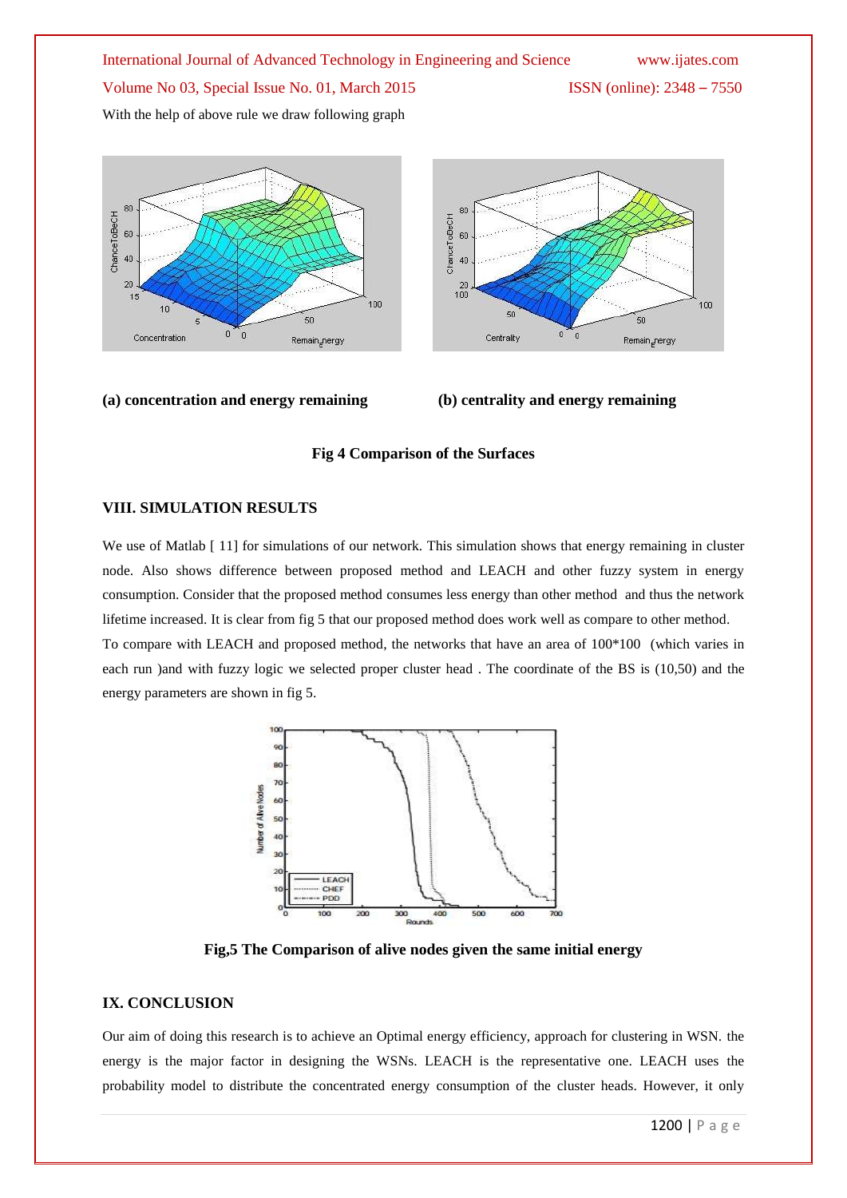With the help of above rule we draw following graph

**(a) concentration and energy remaining** **(b) centrality and energy remaining**

**Fig 4 Comparison of the Surfaces**

## VIII. SIMULATION RESULTS

We use of Matlab [ 11] for simulations of our network. This simulation shows that energy remaining in cluster node. Also shows difference between proposed method and LEACH and other fuzzy system in energy consumption. Consider that the proposed method consumes less energy than other method and thus the network lifetime increased. It is clear from fig 5 that our proposed method does work well as compare to other method.

To compare with LEACH and proposed method, the networks that have an area of 100*100 (which varies in each run )and with fuzzy logic we selected proper cluster head . The coordinate of the BS is (10,50) and the energy parameters are shown in fig 5.

**Fig,5 The Comparison of alive nodes given the same initial energy**

## IX. CONCLUSION

Our aim of doing this research is to achieve an Optimal energy efficiency, approach for clustering in WSN. the energy is the major factor in designing the WSNs. LEACH is the representative one. LEACH uses the probability model to distribute the concentrated energy consumption of the cluster heads. However, it only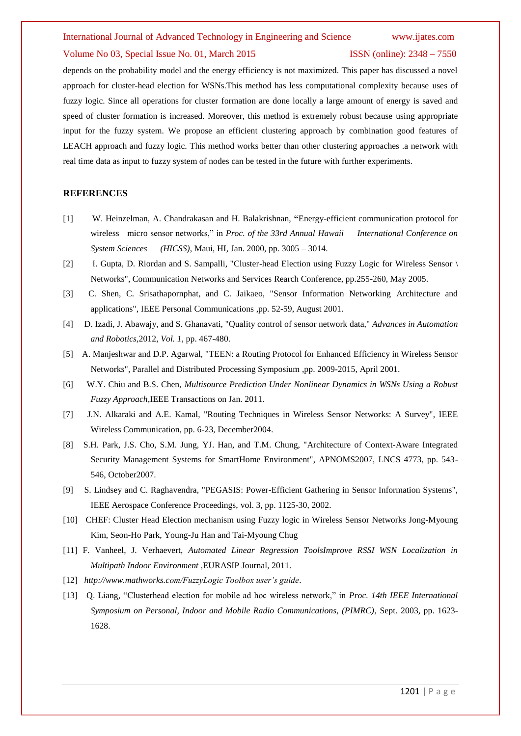depends on the probability model and the energy efficiency is not maximized. This paper has discussed a novel approach for cluster-head election for WSNs.This method has less computational complexity because uses of fuzzy logic. Since all operations for cluster formation are done locally a large amount of energy is saved and speed of cluster formation is increased. Moreover, this method is extremely robust because using appropriate input for the fuzzy system. We propose an efficient clustering approach by combination good features of LEACH approach and fuzzy logic. This method works better than other clustering approaches .a network with real time data as input to fuzzy system of nodes can be tested in the future with further experiments.

## REFERENCES

[1] W. Heinzelman, A. Chandrakasan and H. Balakrishnan, "Energy-efficient communication protocol for wireless micro sensor networks," in *Proc. of the 33rd Annual Hawaii International Conference on System Sciences (HICSS)*, Maui, HI, Jan. 2000, pp. 3005 – 3014.

[2] I. Gupta, D. Riordan and S. Sampalli, "Cluster-head Election using Fuzzy Logic for Wireless Sensor \ Networks", Communication Networks and Services Rearch Conference, pp.255-260, May 2005.

[3] C. Shen, C. Srisathapornphat, and C. Jaikaeo, "Sensor Information Networking Architecture and applications", IEEE Personal Communications ,pp. 52-59, August 2001.

[4] D. Izadi, J. Abawajy, and S. Ghanavati, "Quality control of sensor network data," *Advances in Automation and Robotics*,2012, *Vol. 1,* pp. 467-480.

[5] A. Manjeshwar and D.P. Agarwal, "TEEN: a Routing Protocol for Enhanced Efficiency in Wireless Sensor Networks", Parallel and Distributed Processing Symposium ,pp. 2009-2015, April 2001.

[6] W.Y. Chiu and B.S. Chen, *Multisource Prediction Under Nonlinear Dynamics in WSNs Using a Robust Fuzzy Approach*,IEEE Transactions on Jan. 2011.

[7] J.N. Alkaraki and A.E. Kamal, "Routing Techniques in Wireless Sensor Networks: A Survey", IEEE Wireless Communication, pp. 6-23, December2004.

[8] S.H. Park, J.S. Cho, S.M. Jung, YJ. Han, and T.M. Chung, "Architecture of Context-Aware Integrated Security Management Systems for SmartHome Environment", APNOMS2007, LNCS 4773, pp. 543-546, October2007.

[9] S. Lindsey and C. Raghavendra, "PEGASIS: Power-Efficient Gathering in Sensor Information Systems", IEEE Aerospace Conference Proceedings, vol. 3, pp. 1125-30, 2002.

[10] CHEF: Cluster Head Election mechanism using Fuzzy logic in Wireless Sensor Networks Jong-Myoung Kim, Seon-Ho Park, Young-Ju Han and Tai-Myoung Chug

[11] F. Vanheel, J. Verhaevert, *Automated Linear Regression ToolsImprove RSSI WSN Localization in Multipath Indoor Environment* ,EURASIP Journal, 2011.

[12] *http://www.mathworks.com/FuzzyLogic Toolbox user's guide*.

[13] Q. Liang, "Clusterhead election for mobile ad hoc wireless network," in *Proc. 14th IEEE International Symposium on Personal, Indoor and Mobile Radio Communications, (PIMRC)*, Sept. 2003, pp. 1623-1628.